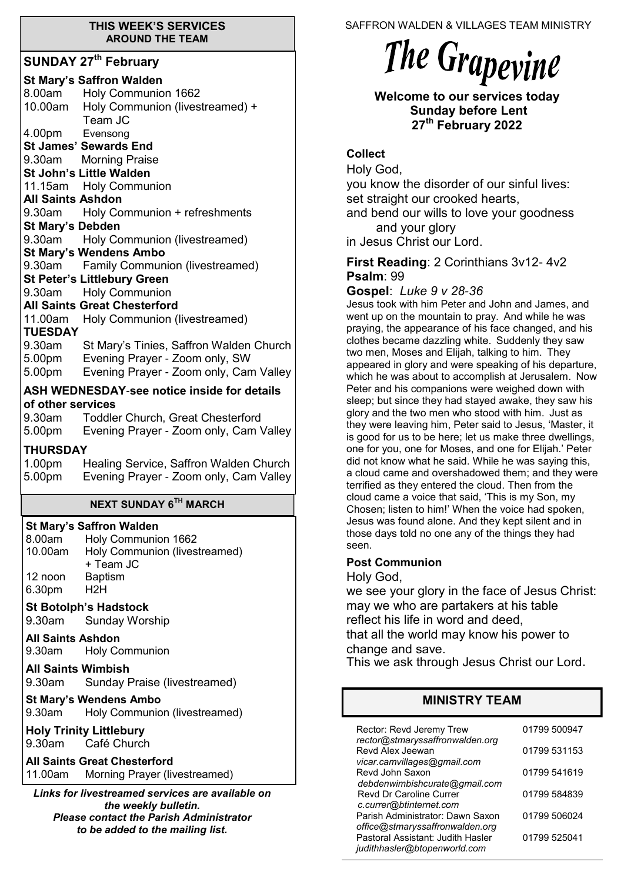## THIS WEEK'S SERVICES AROUND THE TEAM

### SUNDAY 27th February

**St Mary's Saffron Walden**
8.00am Holy Communion 1662
10.00am Holy Communion (livestreamed) + Team JC
4.00pm Evensong

**St James' Sewards End**
9.30am Morning Praise

**St John's Little Walden**
11.15am Holy Communion

**All Saints Ashdon**
9.30am Holy Communion + refreshments

**St Mary's Debden**
9.30am Holy Communion (livestreamed)

**St Mary's Wendens Ambo**
9.30am Family Communion (livestreamed)

**St Peter's Littlebury Green**
9.30am Holy Communion

**All Saints Great Chesterford**
11.00am Holy Communion (livestreamed)

**TUESDAY**
9.30am St Mary's Tinies, Saffron Walden Church
5.00pm Evening Prayer - Zoom only, SW
5.00pm Evening Prayer - Zoom only, Cam Valley

**ASH WEDNESDAY**-**see notice inside for details of other services**
9.30am Toddler Church, Great Chesterford
5.00pm Evening Prayer - Zoom only, Cam Valley

**THURSDAY**
1.00pm Healing Service, Saffron Walden Church
5.00pm Evening Prayer - Zoom only, Cam Valley

### NEXT SUNDAY 6TH MARCH

**St Mary's Saffron Walden**
8.00am Holy Communion 1662
10.00am Holy Communion (livestreamed) + Team JC
12 noon Baptism
6.30pm H2H

**St Botolph's Hadstock**
9.30am Sunday Worship

**All Saints Ashdon**
9.30am Holy Communion

**All Saints Wimbish**
9.30am Sunday Praise (livestreamed)

**St Mary's Wendens Ambo**
9.30am Holy Communion (livestreamed)

**Holy Trinity Littlebury**
9.30am Café Church

**All Saints Great Chesterford**
11.00am Morning Prayer (livestreamed)

***Links for livestreamed services are available on the weekly bulletin. Please contact the Parish Administrator to be added to the mailing list.***

SAFFRON WALDEN & VILLAGES TEAM MINISTRY

# The Grapevine

**Welcome to our services today**
**Sunday before Lent**
**27th February 2022**

**Collect**

Holy God,
you know the disorder of our sinful lives:
set straight our crooked hearts,
and bend our wills to love your goodness
and your glory
in Jesus Christ our Lord.

**First Reading**: 2 Corinthians 3v12- 4v2
**Psalm**: 99
**Gospel**: *Luke 9 v 28-36*

Jesus took with him Peter and John and James, and went up on the mountain to pray. And while he was praying, the appearance of his face changed, and his clothes became dazzling white. Suddenly they saw two men, Moses and Elijah, talking to him. They appeared in glory and were speaking of his departure, which he was about to accomplish at Jerusalem. Now Peter and his companions were weighed down with sleep; but since they had stayed awake, they saw his glory and the two men who stood with him. Just as they were leaving him, Peter said to Jesus, 'Master, it is good for us to be here; let us make three dwellings, one for you, one for Moses, and one for Elijah.' Peter did not know what he said. While he was saying this, a cloud came and overshadowed them; and they were terrified as they entered the cloud. Then from the cloud came a voice that said, 'This is my Son, my Chosen; listen to him!' When the voice had spoken, Jesus was found alone. And they kept silent and in those days told no one any of the things they had seen.

**Post Communion**

Holy God,
we see your glory in the face of Jesus Christ:
may we who are partakers at his table
reflect his life in word and deed,
that all the world may know his power to change and save.
This we ask through Jesus Christ our Lord.

## MINISTRY TEAM

| | |
|---|---|
| Rector: Revd Jeremy Trew *rector@stmaryssaffronwalden.org* | 01799 500947 |
| Revd Alex Jeewan *vicar.camvillages@gmail.com* | 01799 531153 |
| Revd John Saxon *debdenwimbishcurate@gmail.com* | 01799 541619 |
| Revd Dr Caroline Currer *c.currer@btinternet.com* | 01799 584839 |
| Parish Administrator: Dawn Saxon *office@stmaryssaffronwalden.org* | 01799 506024 |
| Pastoral Assistant: Judith Hasler *judithhasler@btopenworld.com* | 01799 525041 |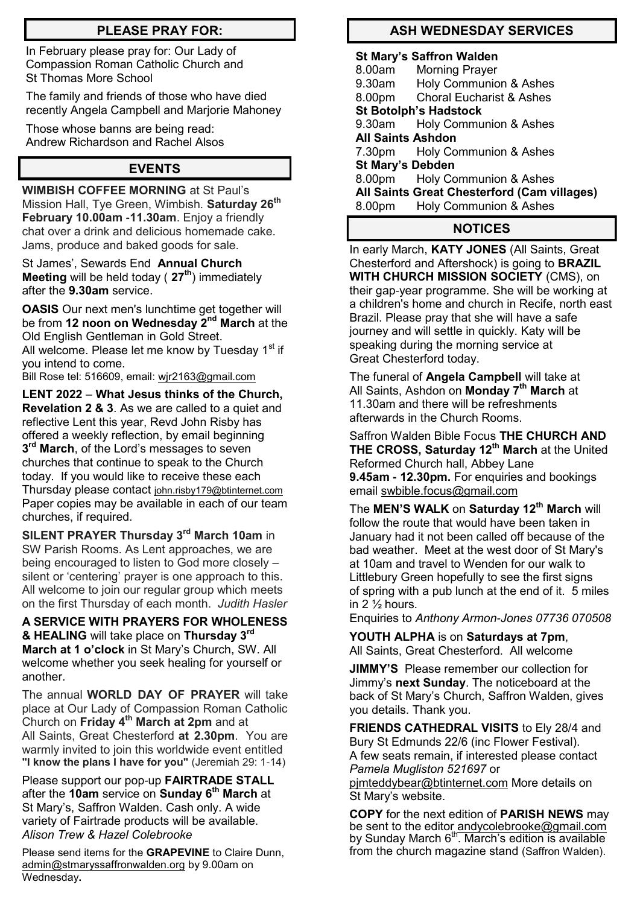## PLEASE PRAY FOR:

In February please pray for: Our Lady of Compassion Roman Catholic Church and St Thomas More School

The family and friends of those who have died recently Angela Campbell and Marjorie Mahoney

Those whose banns are being read: Andrew Richardson and Rachel Alsos

## EVENTS

**WIMBISH COFFEE MORNING** at St Paul's Mission Hall, Tye Green, Wimbish. **Saturday 26th February 10.00am -11.30am**. Enjoy a friendly chat over a drink and delicious homemade cake. Jams, produce and baked goods for sale.

St James', Sewards End **Annual Church Meeting** will be held today ( **27th**) immediately after the **9.30am** service.

**OASIS** Our next men's lunchtime get together will be from **12 noon on Wednesday 2nd March** at the Old English Gentleman in Gold Street.
All welcome. Please let me know by Tuesday 1st if you intend to come.
Bill Rose tel: 516609, email: wjr2163@gmail.com

**LENT 2022** – **What Jesus thinks of the Church, Revelation 2 & 3**. As we are called to a quiet and reflective Lent this year, Revd John Risby has offered a weekly reflection, by email beginning **3rd March**, of the Lord's messages to seven churches that continue to speak to the Church today. If you would like to receive these each Thursday please contact john.risby179@btinternet.com Paper copies may be available in each of our team churches, if required.

**SILENT PRAYER Thursday 3rd March 10am** in SW Parish Rooms. As Lent approaches, we are being encouraged to listen to God more closely – silent or 'centering' prayer is one approach to this. All welcome to join our regular group which meets on the first Thursday of each month. *Judith Hasler*

**A SERVICE WITH PRAYERS FOR WHOLENESS & HEALING** will take place on **Thursday 3rd March at 1 o'clock** in St Mary's Church, SW. All welcome whether you seek healing for yourself or another.

The annual **WORLD DAY OF PRAYER** will take place at Our Lady of Compassion Roman Catholic Church on **Friday 4th March at 2pm** and at All Saints, Great Chesterford **at 2.30pm**. You are warmly invited to join this worldwide event entitled **"I know the plans I have for you"** (Jeremiah 29: 1-14)

Please support our pop-up **FAIRTRADE STALL** after the **10am** service on **Sunday 6th March** at St Mary's, Saffron Walden. Cash only. A wide variety of Fairtrade products will be available.
*Alison Trew & Hazel Colebrooke*

Please send items for the **GRAPEVINE** to Claire Dunn, admin@stmaryssaffronwalden.org by 9.00am on Wednesday**.**

## ASH WEDNESDAY SERVICES

**St Mary's Saffron Walden**
8.00am Morning Prayer
9.30am Holy Communion & Ashes
8.00pm Choral Eucharist & Ashes

**St Botolph's Hadstock**
9.30am Holy Communion & Ashes

**All Saints Ashdon**
7.30pm Holy Communion & Ashes

**St Mary's Debden**
8.00pm Holy Communion & Ashes

**All Saints Great Chesterford (Cam villages)**
8.00pm Holy Communion & Ashes

## NOTICES

In early March, **KATY JONES** (All Saints, Great Chesterford and Aftershock) is going to **BRAZIL WITH CHURCH MISSION SOCIETY** (CMS), on their gap-year programme. She will be working at a children's home and church in Recife, north east Brazil. Please pray that she will have a safe journey and will settle in quickly. Katy will be speaking during the morning service at Great Chesterford today.

The funeral of **Angela Campbell** will take at All Saints, Ashdon on **Monday 7th March** at 11.30am and there will be refreshments afterwards in the Church Rooms.

Saffron Walden Bible Focus **THE CHURCH AND THE CROSS, Saturday 12th March** at the United Reformed Church hall, Abbey Lane
**9.45am - 12.30pm.** For enquiries and bookings email swbible.focus@gmail.com

The **MEN'S WALK** on **Saturday 12th March** will follow the route that would have been taken in January had it not been called off because of the bad weather. Meet at the west door of St Mary's at 10am and travel to Wenden for our walk to Littlebury Green hopefully to see the first signs of spring with a pub lunch at the end of it. 5 miles in 2 ½ hours.
Enquiries to *Anthony Armon-Jones 07736 070508*

**YOUTH ALPHA** is on **Saturdays at 7pm**, All Saints, Great Chesterford. All welcome

**JIMMY'S** Please remember our collection for Jimmy's **next Sunday**. The noticeboard at the back of St Mary's Church, Saffron Walden, gives you details. Thank you.

**FRIENDS CATHEDRAL VISITS** to Ely 28/4 and Bury St Edmunds 22/6 (inc Flower Festival).
A few seats remain, if interested please contact *Pamela Mugliston 521697* or pjmteddybear@btinternet.com More details on St Mary's website.

**COPY** for the next edition of **PARISH NEWS** may be sent to the editor andycolebrooke@gmail.com by Sunday March 6th. March's edition is available from the church magazine stand (Saffron Walden).